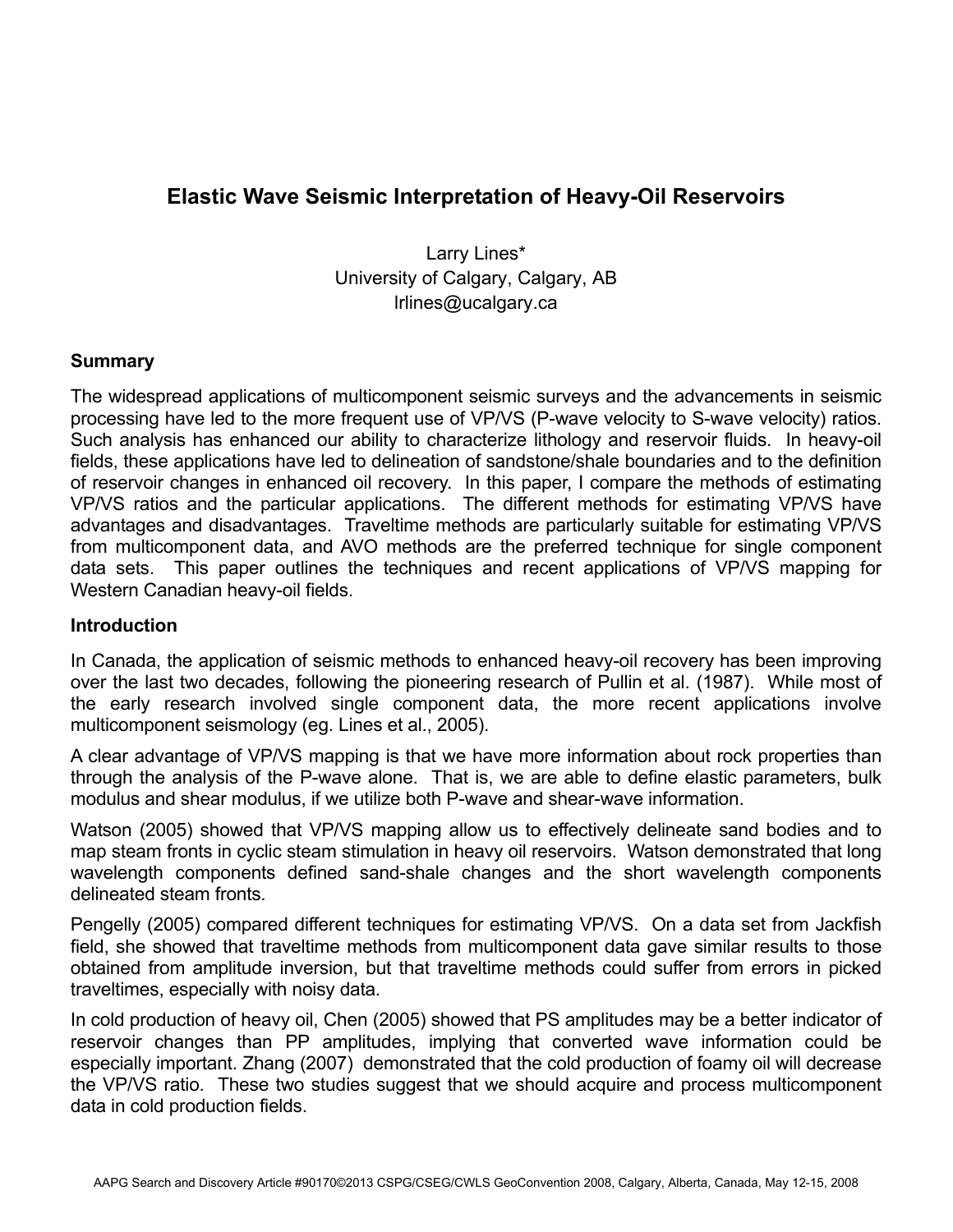# Elastic Wave Seismic Interpretation of Heavy-Oil Reservoirs

Larry Lines*
University of Calgary, Calgary, AB
lrlines@ucalgary.ca

## Summary

The widespread applications of multicomponent seismic surveys and the advancements in seismic processing have led to the more frequent use of VP/VS (P-wave velocity to S-wave velocity) ratios. Such analysis has enhanced our ability to characterize lithology and reservoir fluids. In heavy-oil fields, these applications have led to delineation of sandstone/shale boundaries and to the definition of reservoir changes in enhanced oil recovery. In this paper, I compare the methods of estimating VP/VS ratios and the particular applications. The different methods for estimating VP/VS have advantages and disadvantages. Traveltime methods are particularly suitable for estimating VP/VS from multicomponent data, and AVO methods are the preferred technique for single component data sets. This paper outlines the techniques and recent applications of VP/VS mapping for Western Canadian heavy-oil fields.

## Introduction

In Canada, the application of seismic methods to enhanced heavy-oil recovery has been improving over the last two decades, following the pioneering research of Pullin et al. (1987). While most of the early research involved single component data, the more recent applications involve multicomponent seismology (eg. Lines et al., 2005).

A clear advantage of VP/VS mapping is that we have more information about rock properties than through the analysis of the P-wave alone. That is, we are able to define elastic parameters, bulk modulus and shear modulus, if we utilize both P-wave and shear-wave information.

Watson (2005) showed that VP/VS mapping allow us to effectively delineate sand bodies and to map steam fronts in cyclic steam stimulation in heavy oil reservoirs. Watson demonstrated that long wavelength components defined sand-shale changes and the short wavelength components delineated steam fronts.

Pengelly (2005) compared different techniques for estimating VP/VS. On a data set from Jackfish field, she showed that traveltime methods from multicomponent data gave similar results to those obtained from amplitude inversion, but that traveltime methods could suffer from errors in picked traveltimes, especially with noisy data.

In cold production of heavy oil, Chen (2005) showed that PS amplitudes may be a better indicator of reservoir changes than PP amplitudes, implying that converted wave information could be especially important. Zhang (2007) demonstrated that the cold production of foamy oil will decrease the VP/VS ratio. These two studies suggest that we should acquire and process multicomponent data in cold production fields.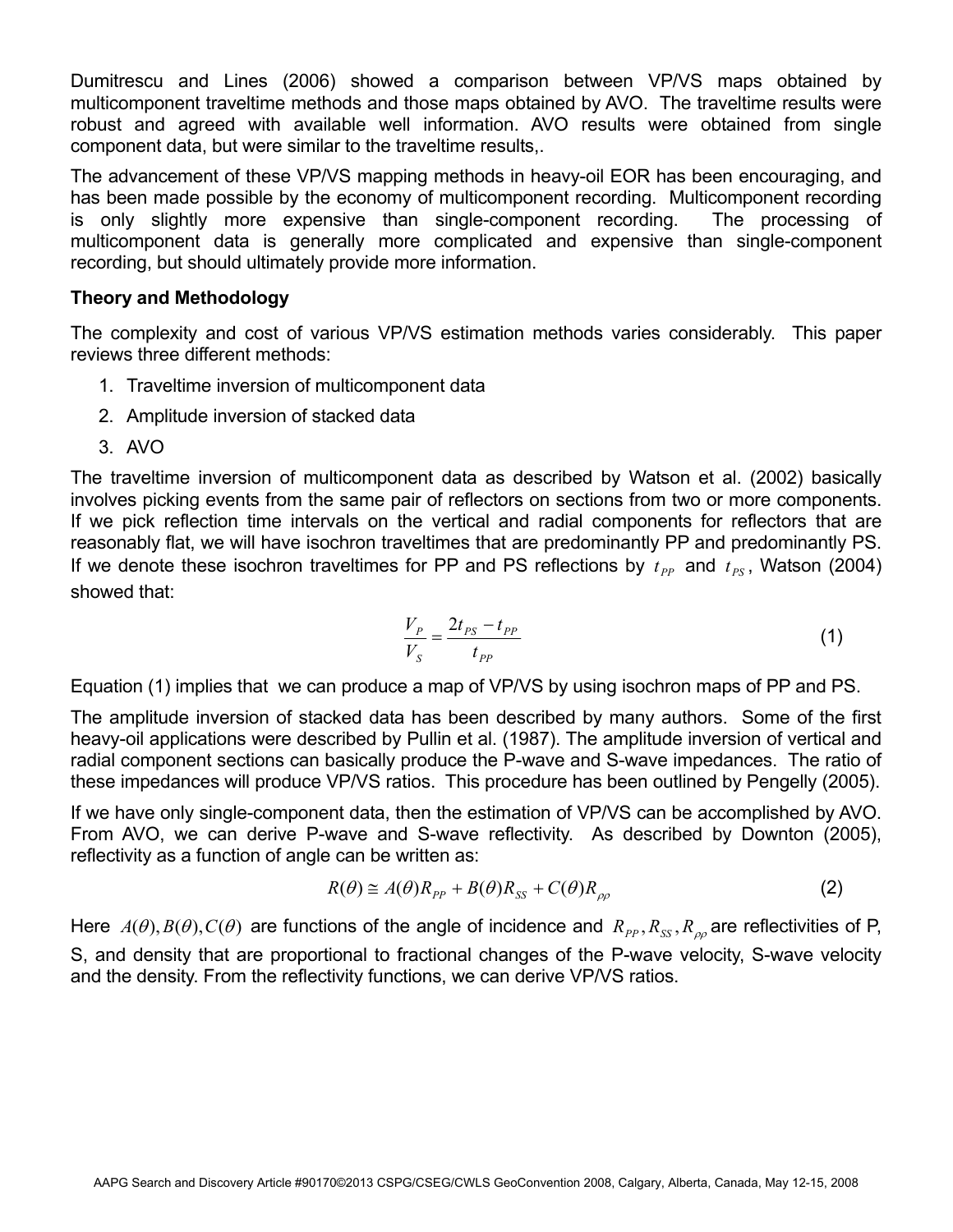Dumitrescu and Lines (2006) showed a comparison between VP/VS maps obtained by multicomponent traveltime methods and those maps obtained by AVO. The traveltime results were robust and agreed with available well information. AVO results were obtained from single component data, but were similar to the traveltime results,.

The advancement of these VP/VS mapping methods in heavy-oil EOR has been encouraging, and has been made possible by the economy of multicomponent recording. Multicomponent recording is only slightly more expensive than single-component recording. The processing of multicomponent data is generally more complicated and expensive than single-component recording, but should ultimately provide more information.

**Theory and Methodology**

The complexity and cost of various VP/VS estimation methods varies considerably. This paper reviews three different methods:

1. Traveltime inversion of multicomponent data
2. Amplitude inversion of stacked data
3. AVO

The traveltime inversion of multicomponent data as described by Watson et al. (2002) basically involves picking events from the same pair of reflectors on sections from two or more components. If we pick reflection time intervals on the vertical and radial components for reflectors that are reasonably flat, we will have isochron traveltimes that are predominantly PP and predominantly PS. If we denote these isochron traveltimes for PP and PS reflections by $t_{PP}$ and $t_{PS}$, Watson (2004) showed that:

$$\frac{V_P}{V_S} = \frac{2t_{PS} - t_{PP}}{t_{PP}} \tag{1}$$

Equation (1) implies that we can produce a map of VP/VS by using isochron maps of PP and PS.

The amplitude inversion of stacked data has been described by many authors. Some of the first heavy-oil applications were described by Pullin et al. (1987). The amplitude inversion of vertical and radial component sections can basically produce the P-wave and S-wave impedances. The ratio of these impedances will produce VP/VS ratios. This procedure has been outlined by Pengelly (2005).

If we have only single-component data, then the estimation of VP/VS can be accomplished by AVO. From AVO, we can derive P-wave and S-wave reflectivity. As described by Downton (2005), reflectivity as a function of angle can be written as:

$$R(\theta) \cong A(\theta)R_{PP} + B(\theta)R_{SS} + C(\theta)R_{\rho\rho} \tag{2}$$

Here $A(\theta), B(\theta), C(\theta)$ are functions of the angle of incidence and $R_{PP}, R_{SS}, R_{\rho\rho}$ are reflectivities of P, S, and density that are proportional to fractional changes of the P-wave velocity, S-wave velocity and the density. From the reflectivity functions, we can derive VP/VS ratios.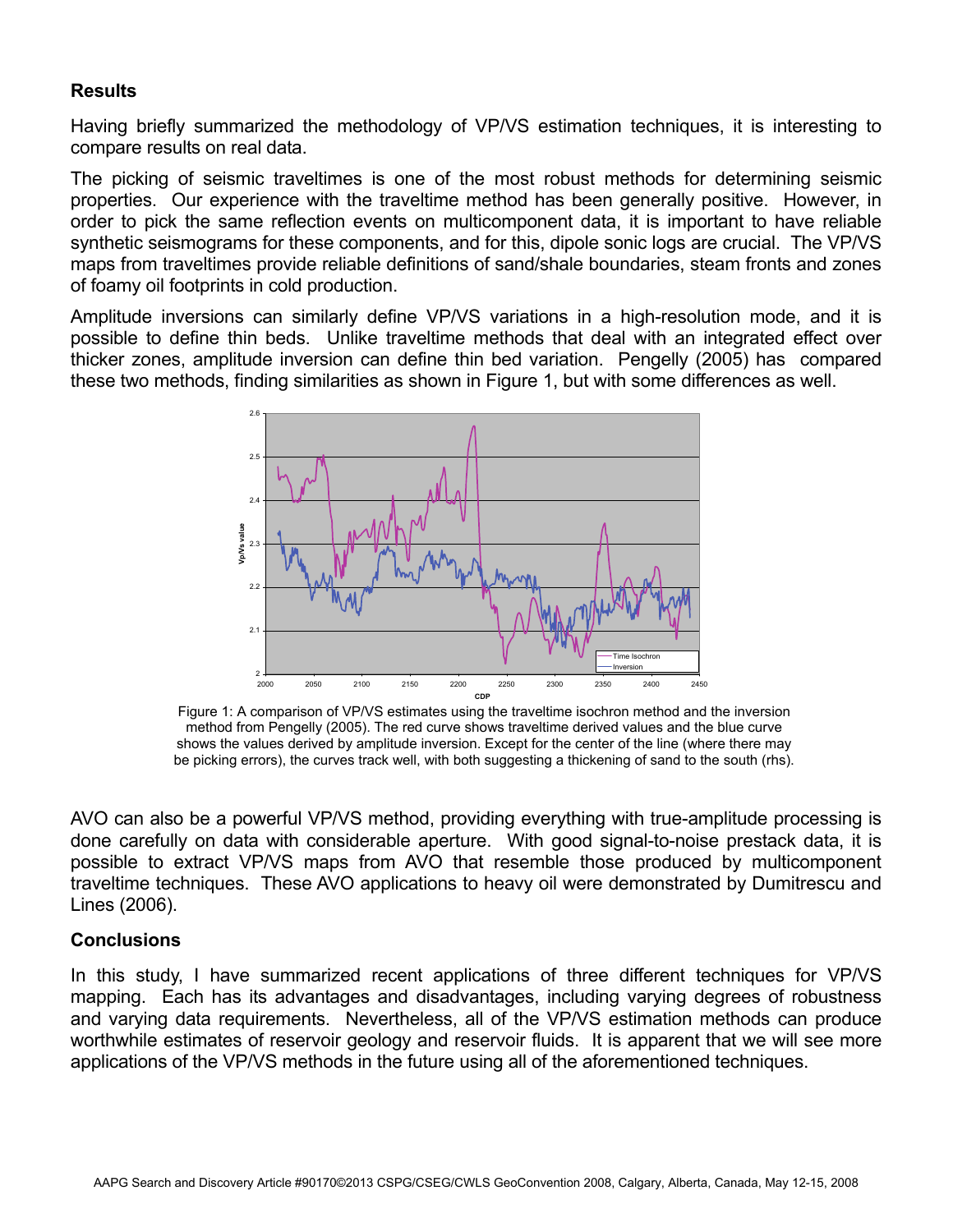## Results

Having briefly summarized the methodology of VP/VS estimation techniques, it is interesting to compare results on real data.

The picking of seismic traveltimes is one of the most robust methods for determining seismic properties. Our experience with the traveltime method has been generally positive. However, in order to pick the same reflection events on multicomponent data, it is important to have reliable synthetic seismograms for these components, and for this, dipole sonic logs are crucial. The VP/VS maps from traveltimes provide reliable definitions of sand/shale boundaries, steam fronts and zones of foamy oil footprints in cold production.

Amplitude inversions can similarly define VP/VS variations in a high-resolution mode, and it is possible to define thin beds. Unlike traveltime methods that deal with an integrated effect over thicker zones, amplitude inversion can define thin bed variation. Pengelly (2005) has compared these two methods, finding similarities as shown in Figure 1, but with some differences as well.

Figure 1: A comparison of VP/VS estimates using the traveltime isochron method and the inversion method from Pengelly (2005). The red curve shows traveltime derived values and the blue curve shows the values derived by amplitude inversion. Except for the center of the line (where there may be picking errors), the curves track well, with both suggesting a thickening of sand to the south (rhs).

AVO can also be a powerful VP/VS method, providing everything with true-amplitude processing is done carefully on data with considerable aperture. With good signal-to-noise prestack data, it is possible to extract VP/VS maps from AVO that resemble those produced by multicomponent traveltime techniques. These AVO applications to heavy oil were demonstrated by Dumitrescu and Lines (2006).

## Conclusions

In this study, I have summarized recent applications of three different techniques for VP/VS mapping. Each has its advantages and disadvantages, including varying degrees of robustness and varying data requirements. Nevertheless, all of the VP/VS estimation methods can produce worthwhile estimates of reservoir geology and reservoir fluids. It is apparent that we will see more applications of the VP/VS methods in the future using all of the aforementioned techniques.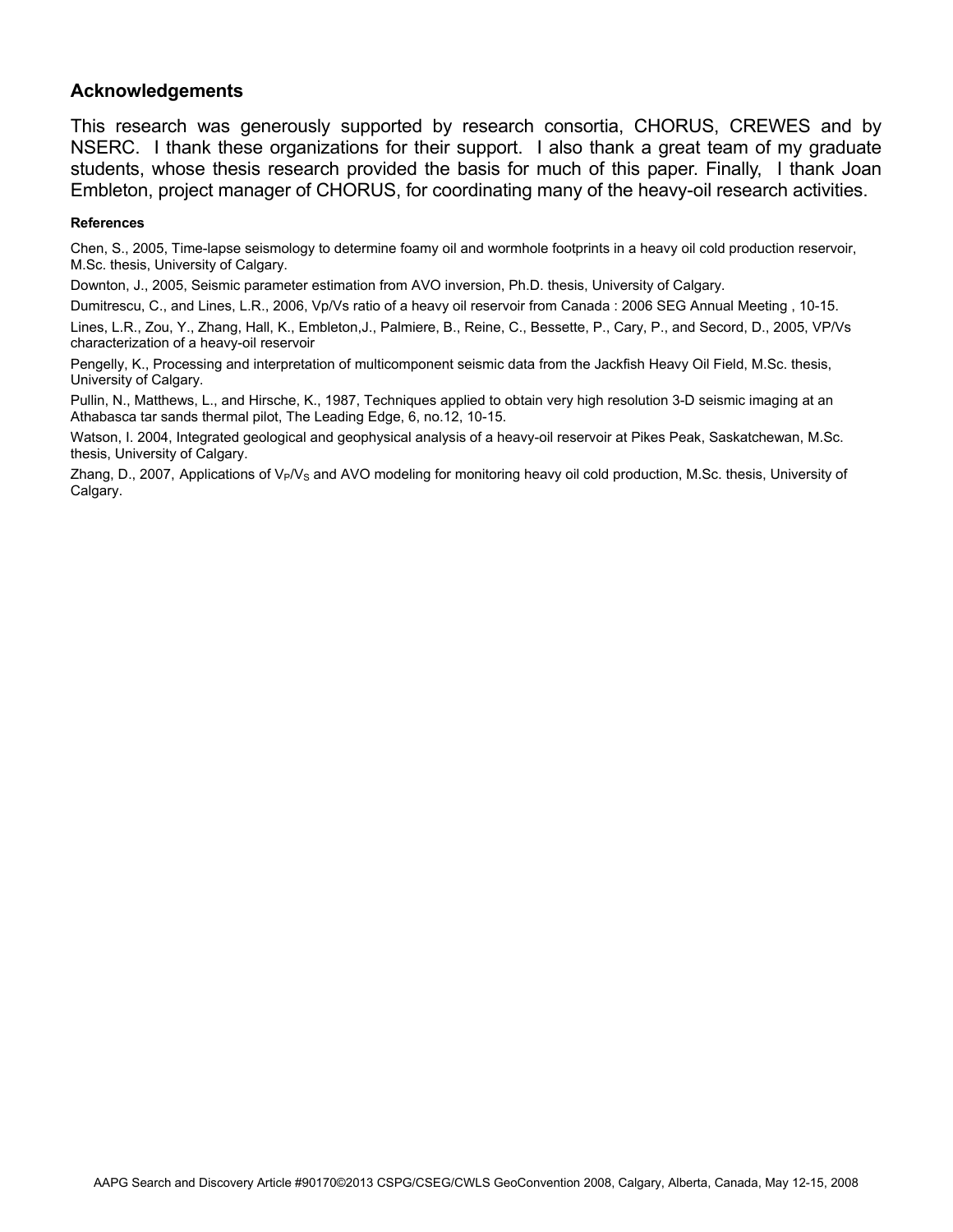## Acknowledgements

This research was generously supported by research consortia, CHORUS, CREWES and by NSERC. I thank these organizations for their support. I also thank a great team of my graduate students, whose thesis research provided the basis for much of this paper. Finally, I thank Joan Embleton, project manager of CHORUS, for coordinating many of the heavy-oil research activities.

#### References

Chen, S., 2005, Time-lapse seismology to determine foamy oil and wormhole footprints in a heavy oil cold production reservoir, M.Sc. thesis, University of Calgary.

Downton, J., 2005, Seismic parameter estimation from AVO inversion, Ph.D. thesis, University of Calgary.

Dumitrescu, C., and Lines, L.R., 2006, Vp/Vs ratio of a heavy oil reservoir from Canada : 2006 SEG Annual Meeting , 10-15.

Lines, L.R., Zou, Y., Zhang, Hall, K., Embleton,J., Palmiere, B., Reine, C., Bessette, P., Cary, P., and Secord, D., 2005, VP/Vs characterization of a heavy-oil reservoir

Pengelly, K., Processing and interpretation of multicomponent seismic data from the Jackfish Heavy Oil Field, M.Sc. thesis, University of Calgary.

Pullin, N., Matthews, L., and Hirsche, K., 1987, Techniques applied to obtain very high resolution 3-D seismic imaging at an Athabasca tar sands thermal pilot, The Leading Edge, 6, no.12, 10-15.

Watson, I. 2004, Integrated geological and geophysical analysis of a heavy-oil reservoir at Pikes Peak, Saskatchewan, M.Sc. thesis, University of Calgary.

Zhang, D., 2007, Applications of $V_P/V_S$ and AVO modeling for monitoring heavy oil cold production, M.Sc. thesis, University of Calgary.